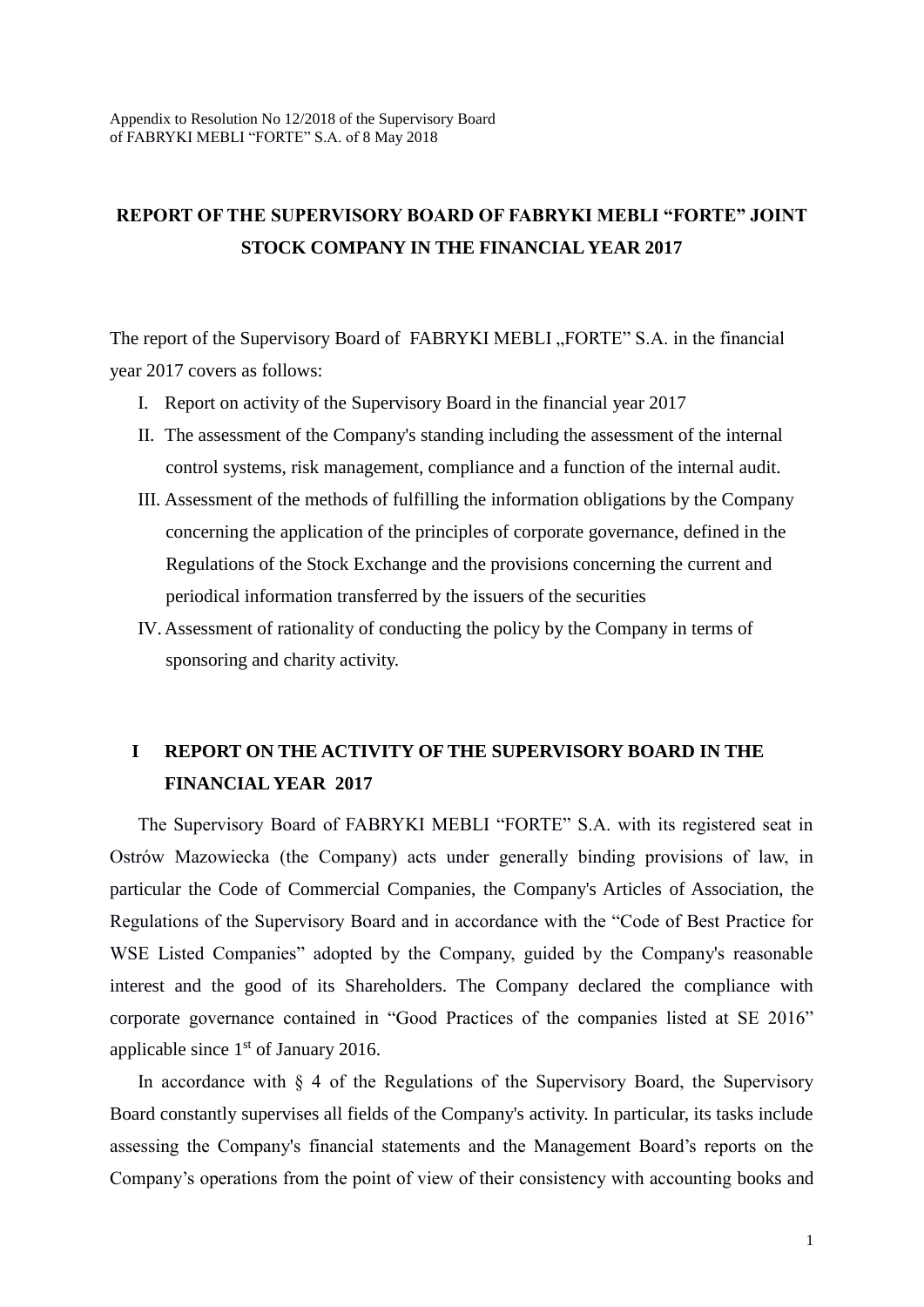Appendix to Resolution No 12/2018 of the Supervisory Board
of FABRYKI MEBLI "FORTE" S.A. of 8 May 2018

# REPORT OF THE SUPERVISORY BOARD OF FABRYKI MEBLI "FORTE" JOINT STOCK COMPANY IN THE FINANCIAL YEAR 2017

The report of the Supervisory Board of FABRYKI MEBLI „FORTE" S.A. in the financial year 2017 covers as follows:

I. Report on activity of the Supervisory Board in the financial year 2017
II. The assessment of the Company's standing including the assessment of the internal control systems, risk management, compliance and a function of the internal audit.
III. Assessment of the methods of fulfilling the information obligations by the Company concerning the application of the principles of corporate governance, defined in the Regulations of the Stock Exchange and the provisions concerning the current and periodical information transferred by the issuers of the securities
IV. Assessment of rationality of conducting the policy by the Company in terms of sponsoring and charity activity.

## I REPORT ON THE ACTIVITY OF THE SUPERVISORY BOARD IN THE FINANCIAL YEAR 2017

The Supervisory Board of FABRYKI MEBLI "FORTE" S.A. with its registered seat in Ostrów Mazowiecka (the Company) acts under generally binding provisions of law, in particular the Code of Commercial Companies, the Company's Articles of Association, the Regulations of the Supervisory Board and in accordance with the "Code of Best Practice for WSE Listed Companies" adopted by the Company, guided by the Company's reasonable interest and the good of its Shareholders. The Company declared the compliance with corporate governance contained in "Good Practices of the companies listed at SE 2016" applicable since 1st of January 2016.

In accordance with § 4 of the Regulations of the Supervisory Board, the Supervisory Board constantly supervises all fields of the Company's activity. In particular, its tasks include assessing the Company's financial statements and the Management Board's reports on the Company's operations from the point of view of their consistency with accounting books and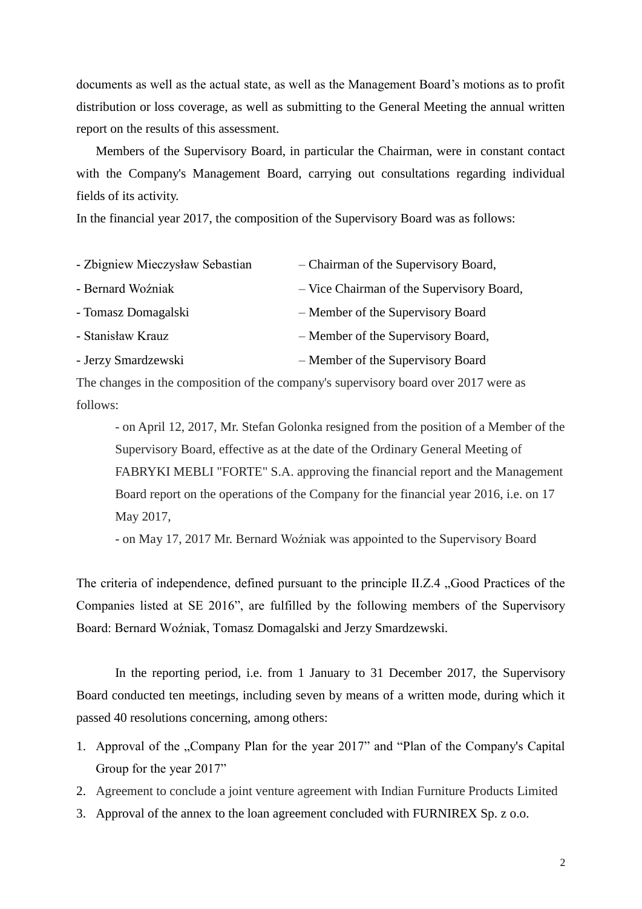documents as well as the actual state, as well as the Management Board's motions as to profit distribution or loss coverage, as well as submitting to the General Meeting the annual written report on the results of this assessment.

Members of the Supervisory Board, in particular the Chairman, were in constant contact with the Company's Management Board, carrying out consultations regarding individual fields of its activity.

In the financial year 2017, the composition of the Supervisory Board was as follows:

- Zbigniew Mieczysław Sebastian – Chairman of the Supervisory Board,
- Bernard Woźniak – Vice Chairman of the Supervisory Board,
- Tomasz Domagalski – Member of the Supervisory Board
- Stanisław Krauz – Member of the Supervisory Board,
- Jerzy Smardzewski – Member of the Supervisory Board

The changes in the composition of the company's supervisory board over 2017 were as follows:

- on April 12, 2017, Mr. Stefan Golonka resigned from the position of a Member of the Supervisory Board, effective as at the date of the Ordinary General Meeting of FABRYKI MEBLI "FORTE" S.A. approving the financial report and the Management Board report on the operations of the Company for the financial year 2016, i.e. on 17 May 2017,
- on May 17, 2017 Mr. Bernard Woźniak was appointed to the Supervisory Board

The criteria of independence, defined pursuant to the principle II.Z.4 „Good Practices of the Companies listed at SE 2016", are fulfilled by the following members of the Supervisory Board: Bernard Woźniak, Tomasz Domagalski and Jerzy Smardzewski.

In the reporting period, i.e. from 1 January to 31 December 2017, the Supervisory Board conducted ten meetings, including seven by means of a written mode, during which it passed 40 resolutions concerning, among others:

1. Approval of the „Company Plan for the year 2017" and "Plan of the Company's Capital Group for the year 2017"
2. Agreement to conclude a joint venture agreement with Indian Furniture Products Limited
3. Approval of the annex to the loan agreement concluded with FURNIREX Sp. z o.o.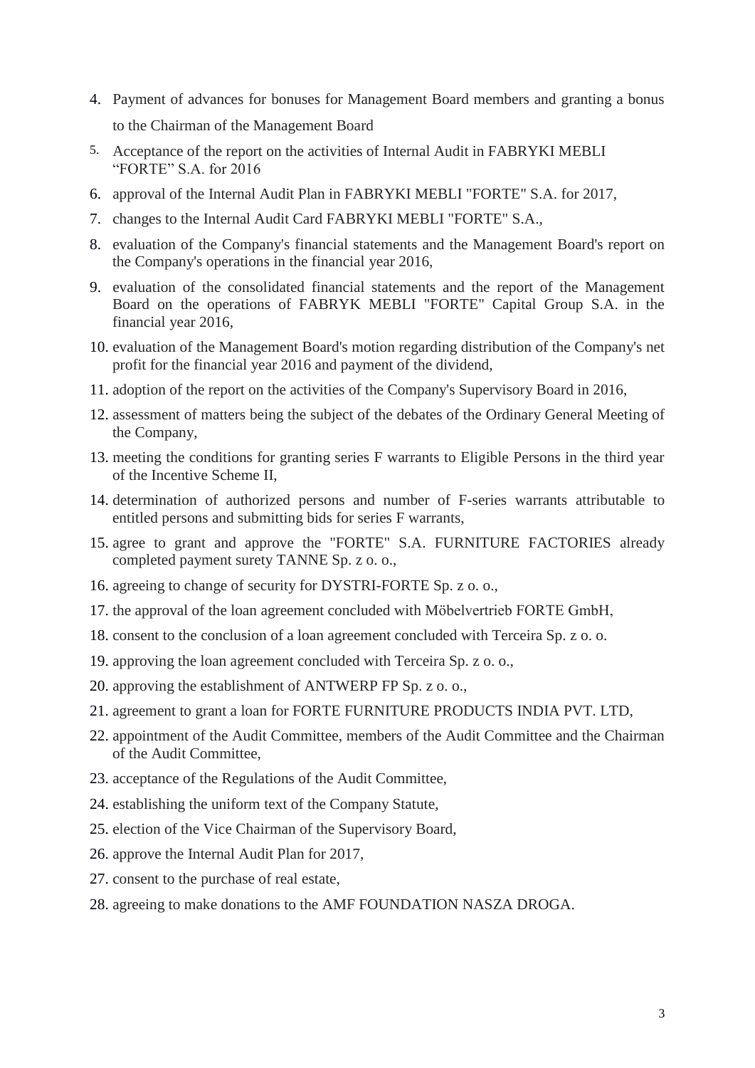4. Payment of advances for bonuses for Management Board members and granting a bonus to the Chairman of the Management Board
5. Acceptance of the report on the activities of Internal Audit in FABRYKI MEBLI "FORTE" S.A. for 2016
6. approval of the Internal Audit Plan in FABRYKI MEBLI "FORTE" S.A. for 2017,
7. changes to the Internal Audit Card FABRYKI MEBLI "FORTE" S.A.,
8. evaluation of the Company's financial statements and the Management Board's report on the Company's operations in the financial year 2016,
9. evaluation of the consolidated financial statements and the report of the Management Board on the operations of FABRYK MEBLI "FORTE" Capital Group S.A. in the financial year 2016,
10. evaluation of the Management Board's motion regarding distribution of the Company's net profit for the financial year 2016 and payment of the dividend,
11. adoption of the report on the activities of the Company's Supervisory Board in 2016,
12. assessment of matters being the subject of the debates of the Ordinary General Meeting of the Company,
13. meeting the conditions for granting series F warrants to Eligible Persons in the third year of the Incentive Scheme II,
14. determination of authorized persons and number of F-series warrants attributable to entitled persons and submitting bids for series F warrants,
15. agree to grant and approve the "FORTE" S.A. FURNITURE FACTORIES already completed payment surety TANNE Sp. z o. o.,
16. agreeing to change of security for DYSTRI-FORTE Sp. z o. o.,
17. the approval of the loan agreement concluded with Möbelvertrieb FORTE GmbH,
18. consent to the conclusion of a loan agreement concluded with Terceira Sp. z o. o.
19. approving the loan agreement concluded with Terceira Sp. z o. o.,
20. approving the establishment of ANTWERP FP Sp. z o. o.,
21. agreement to grant a loan for FORTE FURNITURE PRODUCTS INDIA PVT. LTD,
22. appointment of the Audit Committee, members of the Audit Committee and the Chairman of the Audit Committee,
23. acceptance of the Regulations of the Audit Committee,
24. establishing the uniform text of the Company Statute,
25. election of the Vice Chairman of the Supervisory Board,
26. approve the Internal Audit Plan for 2017,
27. consent to the purchase of real estate,
28. agreeing to make donations to the AMF FOUNDATION NASZA DROGA.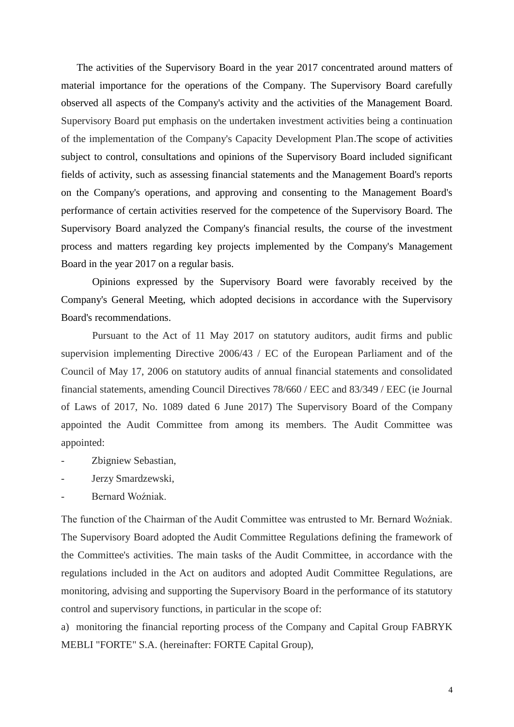The activities of the Supervisory Board in the year 2017 concentrated around matters of material importance for the operations of the Company. The Supervisory Board carefully observed all aspects of the Company's activity and the activities of the Management Board. Supervisory Board put emphasis on the undertaken investment activities being a continuation of the implementation of the Company's Capacity Development Plan.The scope of activities subject to control, consultations and opinions of the Supervisory Board included significant fields of activity, such as assessing financial statements and the Management Board's reports on the Company's operations, and approving and consenting to the Management Board's performance of certain activities reserved for the competence of the Supervisory Board. The Supervisory Board analyzed the Company's financial results, the course of the investment process and matters regarding key projects implemented by the Company's Management Board in the year 2017 on a regular basis.

Opinions expressed by the Supervisory Board were favorably received by the Company's General Meeting, which adopted decisions in accordance with the Supervisory Board's recommendations.

Pursuant to the Act of 11 May 2017 on statutory auditors, audit firms and public supervision implementing Directive 2006/43 / EC of the European Parliament and of the Council of May 17, 2006 on statutory audits of annual financial statements and consolidated financial statements, amending Council Directives 78/660 / EEC and 83/349 / EEC (ie Journal of Laws of 2017, No. 1089 dated 6 June 2017) The Supervisory Board of the Company appointed the Audit Committee from among its members. The Audit Committee was appointed:

- Zbigniew Sebastian,
- Jerzy Smardzewski,
- Bernard Woźniak.

The function of the Chairman of the Audit Committee was entrusted to Mr. Bernard Woźniak. The Supervisory Board adopted the Audit Committee Regulations defining the framework of the Committee's activities. The main tasks of the Audit Committee, in accordance with the regulations included in the Act on auditors and adopted Audit Committee Regulations, are monitoring, advising and supporting the Supervisory Board in the performance of its statutory control and supervisory functions, in particular in the scope of:

a) monitoring the financial reporting process of the Company and Capital Group FABRYK MEBLI "FORTE" S.A. (hereinafter: FORTE Capital Group),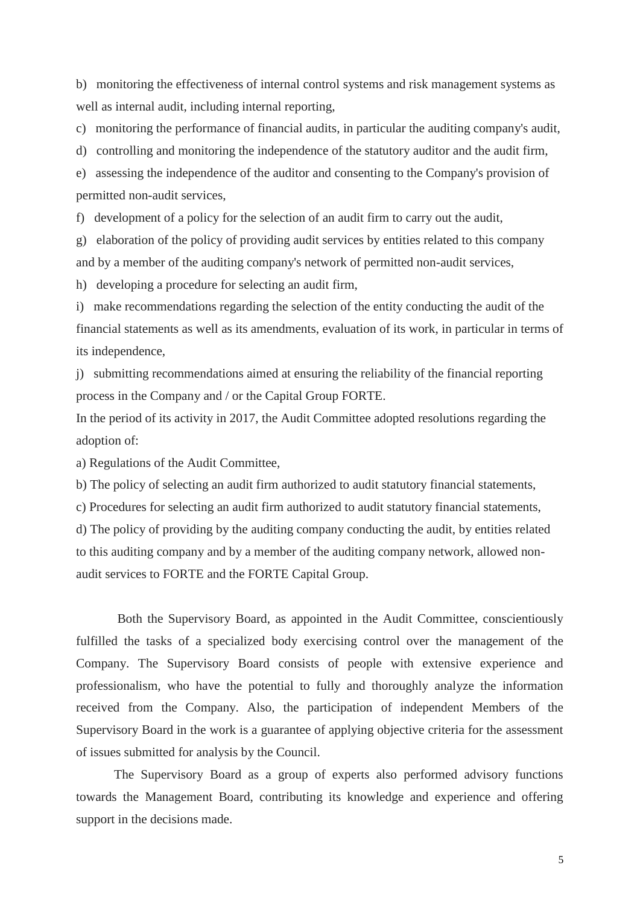b) monitoring the effectiveness of internal control systems and risk management systems as well as internal audit, including internal reporting,

c) monitoring the performance of financial audits, in particular the auditing company's audit,

d) controlling and monitoring the independence of the statutory auditor and the audit firm,

e) assessing the independence of the auditor and consenting to the Company's provision of permitted non-audit services,

f) development of a policy for the selection of an audit firm to carry out the audit,

g) elaboration of the policy of providing audit services by entities related to this company and by a member of the auditing company's network of permitted non-audit services,

h) developing a procedure for selecting an audit firm,

i) make recommendations regarding the selection of the entity conducting the audit of the financial statements as well as its amendments, evaluation of its work, in particular in terms of its independence,

j) submitting recommendations aimed at ensuring the reliability of the financial reporting process in the Company and / or the Capital Group FORTE.

In the period of its activity in 2017, the Audit Committee adopted resolutions regarding the adoption of:

a) Regulations of the Audit Committee,

b) The policy of selecting an audit firm authorized to audit statutory financial statements,

c) Procedures for selecting an audit firm authorized to audit statutory financial statements,

d) The policy of providing by the auditing company conducting the audit, by entities related to this auditing company and by a member of the auditing company network, allowed non-audit services to FORTE and the FORTE Capital Group.

Both the Supervisory Board, as appointed in the Audit Committee, conscientiously fulfilled the tasks of a specialized body exercising control over the management of the Company. The Supervisory Board consists of people with extensive experience and professionalism, who have the potential to fully and thoroughly analyze the information received from the Company. Also, the participation of independent Members of the Supervisory Board in the work is a guarantee of applying objective criteria for the assessment of issues submitted for analysis by the Council.

The Supervisory Board as a group of experts also performed advisory functions towards the Management Board, contributing its knowledge and experience and offering support in the decisions made.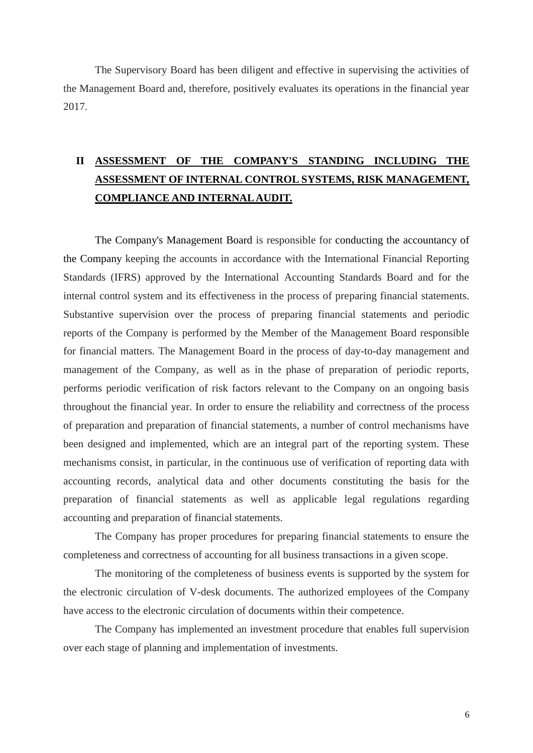The Supervisory Board has been diligent and effective in supervising the activities of the Management Board and, therefore, positively evaluates its operations in the financial year 2017.

## II ASSESSMENT OF THE COMPANY'S STANDING INCLUDING THE ASSESSMENT OF INTERNAL CONTROL SYSTEMS, RISK MANAGEMENT, COMPLIANCE AND INTERNAL AUDIT.

The Company's Management Board is responsible for conducting the accountancy of the Company keeping the accounts in accordance with the International Financial Reporting Standards (IFRS) approved by the International Accounting Standards Board and for the internal control system and its effectiveness in the process of preparing financial statements. Substantive supervision over the process of preparing financial statements and periodic reports of the Company is performed by the Member of the Management Board responsible for financial matters. The Management Board in the process of day-to-day management and management of the Company, as well as in the phase of preparation of periodic reports, performs periodic verification of risk factors relevant to the Company on an ongoing basis throughout the financial year. In order to ensure the reliability and correctness of the process of preparation and preparation of financial statements, a number of control mechanisms have been designed and implemented, which are an integral part of the reporting system. These mechanisms consist, in particular, in the continuous use of verification of reporting data with accounting records, analytical data and other documents constituting the basis for the preparation of financial statements as well as applicable legal regulations regarding accounting and preparation of financial statements.

The Company has proper procedures for preparing financial statements to ensure the completeness and correctness of accounting for all business transactions in a given scope.

The monitoring of the completeness of business events is supported by the system for the electronic circulation of V-desk documents. The authorized employees of the Company have access to the electronic circulation of documents within their competence.

The Company has implemented an investment procedure that enables full supervision over each stage of planning and implementation of investments.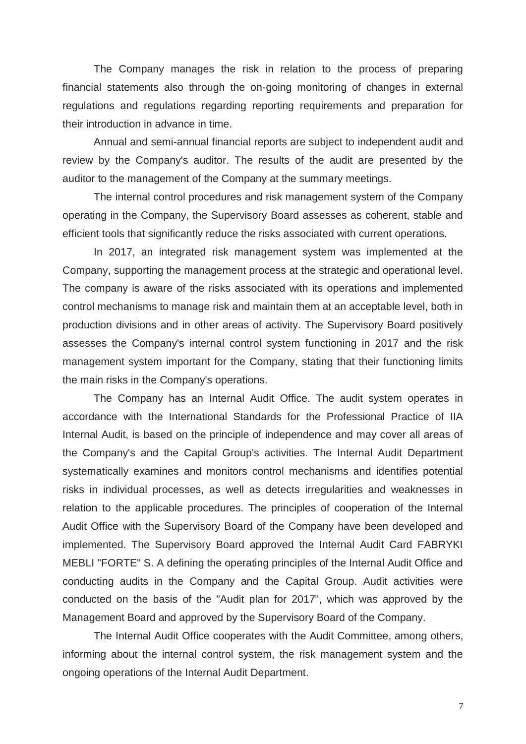The Company manages the risk in relation to the process of preparing financial statements also through the on-going monitoring of changes in external regulations and regulations regarding reporting requirements and preparation for their introduction in advance in time.

Annual and semi-annual financial reports are subject to independent audit and review by the Company's auditor. The results of the audit are presented by the auditor to the management of the Company at the summary meetings.

The internal control procedures and risk management system of the Company operating in the Company, the Supervisory Board assesses as coherent, stable and efficient tools that significantly reduce the risks associated with current operations.

In 2017, an integrated risk management system was implemented at the Company, supporting the management process at the strategic and operational level. The company is aware of the risks associated with its operations and implemented control mechanisms to manage risk and maintain them at an acceptable level, both in production divisions and in other areas of activity. The Supervisory Board positively assesses the Company's internal control system functioning in 2017 and the risk management system important for the Company, stating that their functioning limits the main risks in the Company's operations.

The Company has an Internal Audit Office. The audit system operates in accordance with the International Standards for the Professional Practice of IIA Internal Audit, is based on the principle of independence and may cover all areas of the Company's and the Capital Group's activities. The Internal Audit Department systematically examines and monitors control mechanisms and identifies potential risks in individual processes, as well as detects irregularities and weaknesses in relation to the applicable procedures. The principles of cooperation of the Internal Audit Office with the Supervisory Board of the Company have been developed and implemented. The Supervisory Board approved the Internal Audit Card FABRYKI MEBLI "FORTE" S. A defining the operating principles of the Internal Audit Office and conducting audits in the Company and the Capital Group. Audit activities were conducted on the basis of the "Audit plan for 2017", which was approved by the Management Board and approved by the Supervisory Board of the Company.

The Internal Audit Office cooperates with the Audit Committee, among others, informing about the internal control system, the risk management system and the ongoing operations of the Internal Audit Department.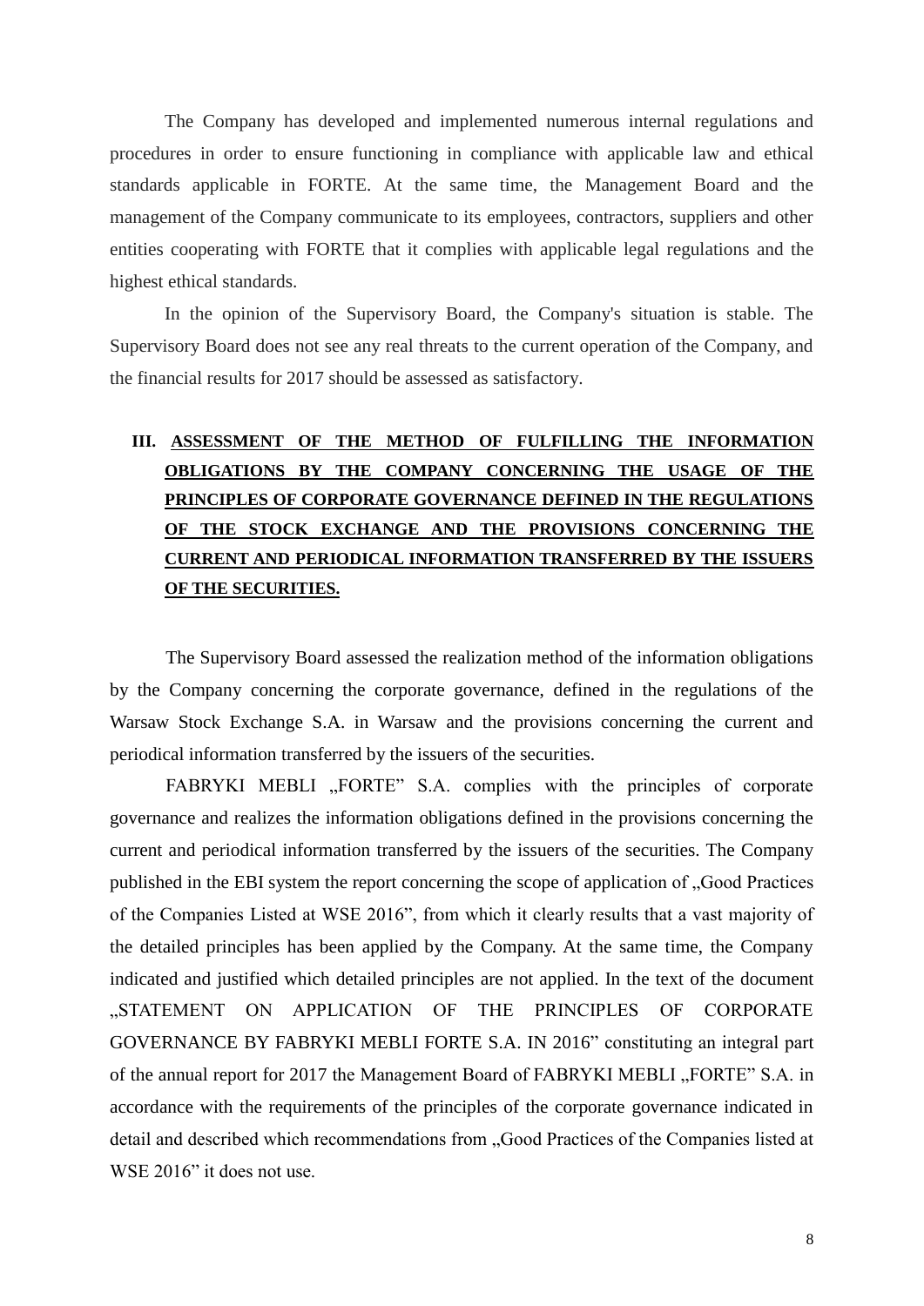The Company has developed and implemented numerous internal regulations and procedures in order to ensure functioning in compliance with applicable law and ethical standards applicable in FORTE. At the same time, the Management Board and the management of the Company communicate to its employees, contractors, suppliers and other entities cooperating with FORTE that it complies with applicable legal regulations and the highest ethical standards.

In the opinion of the Supervisory Board, the Company's situation is stable. The Supervisory Board does not see any real threats to the current operation of the Company, and the financial results for 2017 should be assessed as satisfactory.

## III. ASSESSMENT OF THE METHOD OF FULFILLING THE INFORMATION OBLIGATIONS BY THE COMPANY CONCERNING THE USAGE OF THE PRINCIPLES OF CORPORATE GOVERNANCE DEFINED IN THE REGULATIONS OF THE STOCK EXCHANGE AND THE PROVISIONS CONCERNING THE CURRENT AND PERIODICAL INFORMATION TRANSFERRED BY THE ISSUERS OF THE SECURITIES.

The Supervisory Board assessed the realization method of the information obligations by the Company concerning the corporate governance, defined in the regulations of the Warsaw Stock Exchange S.A. in Warsaw and the provisions concerning the current and periodical information transferred by the issuers of the securities.

FABRYKI MEBLI „FORTE" S.A. complies with the principles of corporate governance and realizes the information obligations defined in the provisions concerning the current and periodical information transferred by the issuers of the securities. The Company published in the EBI system the report concerning the scope of application of „Good Practices of the Companies Listed at WSE 2016", from which it clearly results that a vast majority of the detailed principles has been applied by the Company. At the same time, the Company indicated and justified which detailed principles are not applied. In the text of the document „STATEMENT ON APPLICATION OF THE PRINCIPLES OF CORPORATE GOVERNANCE BY FABRYKI MEBLI FORTE S.A. IN 2016" constituting an integral part of the annual report for 2017 the Management Board of FABRYKI MEBLI „FORTE" S.A. in accordance with the requirements of the principles of the corporate governance indicated in detail and described which recommendations from „Good Practices of the Companies listed at WSE 2016" it does not use.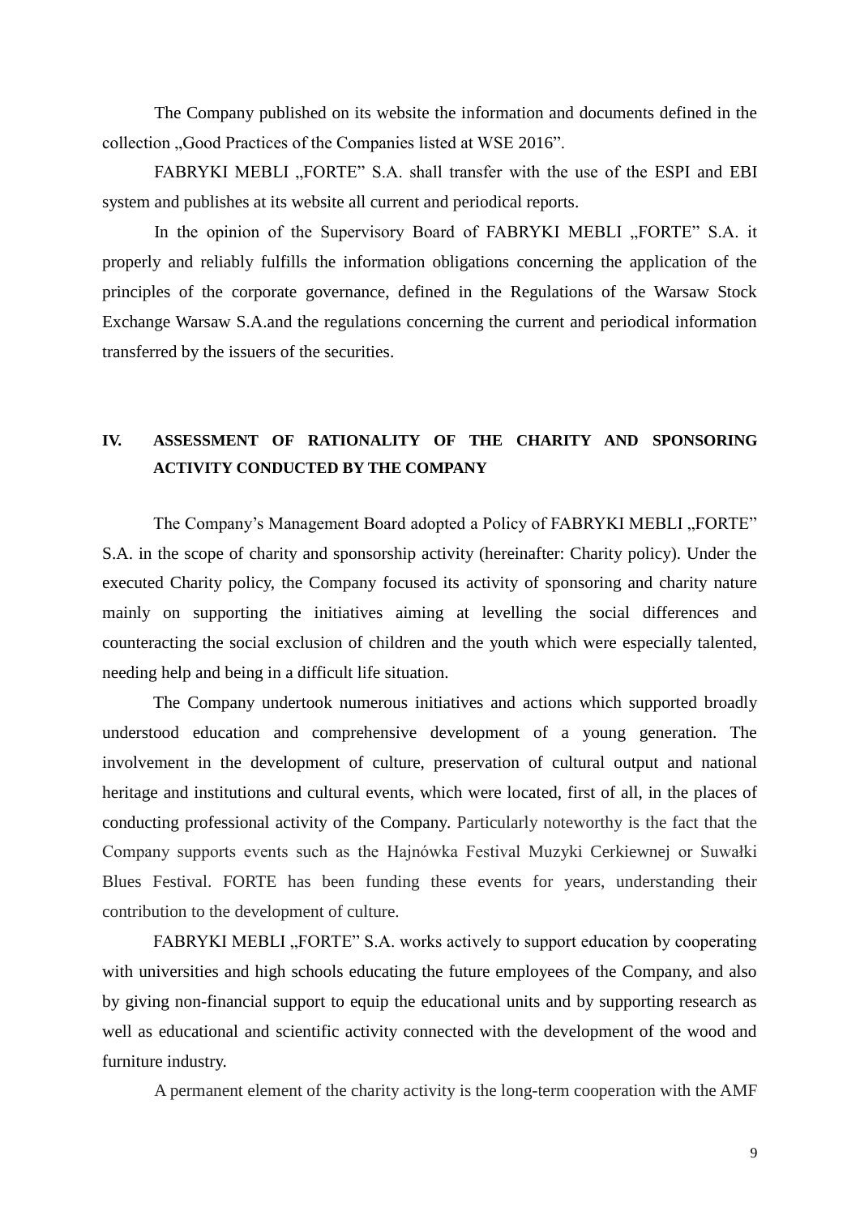The Company published on its website the information and documents defined in the collection „Good Practices of the Companies listed at WSE 2016".

FABRYKI MEBLI „FORTE" S.A. shall transfer with the use of the ESPI and EBI system and publishes at its website all current and periodical reports.

In the opinion of the Supervisory Board of FABRYKI MEBLI „FORTE" S.A. it properly and reliably fulfills the information obligations concerning the application of the principles of the corporate governance, defined in the Regulations of the Warsaw Stock Exchange Warsaw S.A.and the regulations concerning the current and periodical information transferred by the issuers of the securities.

## IV. ASSESSMENT OF RATIONALITY OF THE CHARITY AND SPONSORING ACTIVITY CONDUCTED BY THE COMPANY

The Company's Management Board adopted a Policy of FABRYKI MEBLI „FORTE" S.A. in the scope of charity and sponsorship activity (hereinafter: Charity policy). Under the executed Charity policy, the Company focused its activity of sponsoring and charity nature mainly on supporting the initiatives aiming at levelling the social differences and counteracting the social exclusion of children and the youth which were especially talented, needing help and being in a difficult life situation.

The Company undertook numerous initiatives and actions which supported broadly understood education and comprehensive development of a young generation. The involvement in the development of culture, preservation of cultural output and national heritage and institutions and cultural events, which were located, first of all, in the places of conducting professional activity of the Company. Particularly noteworthy is the fact that the Company supports events such as the Hajnówka Festival Muzyki Cerkiewnej or Suwałki Blues Festival. FORTE has been funding these events for years, understanding their contribution to the development of culture.

FABRYKI MEBLI „FORTE" S.A. works actively to support education by cooperating with universities and high schools educating the future employees of the Company, and also by giving non-financial support to equip the educational units and by supporting research as well as educational and scientific activity connected with the development of the wood and furniture industry.

A permanent element of the charity activity is the long-term cooperation with the AMF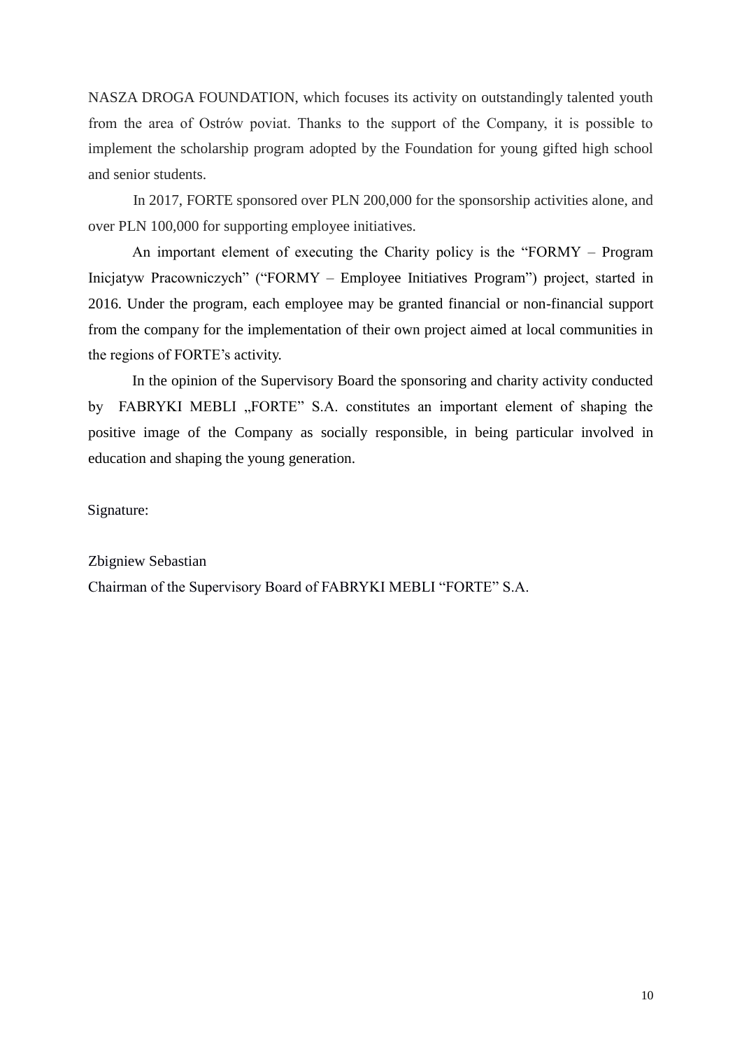NASZA DROGA FOUNDATION, which focuses its activity on outstandingly talented youth from the area of Ostrów poviat. Thanks to the support of the Company, it is possible to implement the scholarship program adopted by the Foundation for young gifted high school and senior students.

In 2017, FORTE sponsored over PLN 200,000 for the sponsorship activities alone, and over PLN 100,000 for supporting employee initiatives.

An important element of executing the Charity policy is the "FORMY – Program Inicjatyw Pracowniczych" ("FORMY – Employee Initiatives Program") project, started in 2016. Under the program, each employee may be granted financial or non-financial support from the company for the implementation of their own project aimed at local communities in the regions of FORTE's activity.

In the opinion of the Supervisory Board the sponsoring and charity activity conducted by FABRYKI MEBLI „FORTE" S.A. constitutes an important element of shaping the positive image of the Company as socially responsible, in being particular involved in education and shaping the young generation.

Signature:

Zbigniew Sebastian
Chairman of the Supervisory Board of FABRYKI MEBLI "FORTE" S.A.